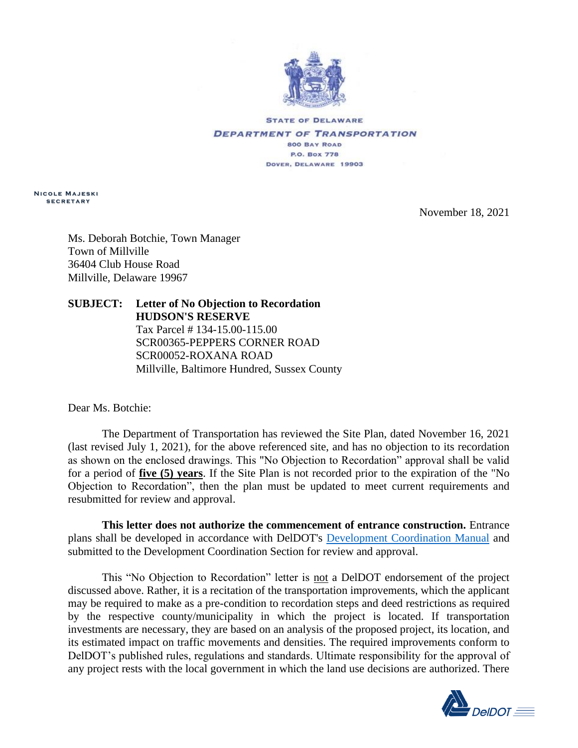STATE OF DELAWARE

DEPARTMENT OF TRANSPORTATION

800 BAY ROAD

P.O. BOX 778

DOVER, DELAWARE 19903

NICOLE MAJESKI
SECRETARY

November 18, 2021

Ms. Deborah Botchie, Town Manager
Town of Millville
36404 Club House Road
Millville, Delaware 19967

**SUBJECT: Letter of No Objection to Recordation**
**HUDSON'S RESERVE**
Tax Parcel # 134-15.00-115.00
SCR00365-PEPPERS CORNER ROAD
SCR00052-ROXANA ROAD
Millville, Baltimore Hundred, Sussex County

Dear Ms. Botchie:

The Department of Transportation has reviewed the Site Plan, dated November 16, 2021 (last revised July 1, 2021), for the above referenced site, and has no objection to its recordation as shown on the enclosed drawings. This "No Objection to Recordation" approval shall be valid for a period of **five (5) years**. If the Site Plan is not recorded prior to the expiration of the "No Objection to Recordation", then the plan must be updated to meet current requirements and resubmitted for review and approval.

**This letter does not authorize the commencement of entrance construction.** Entrance plans shall be developed in accordance with DelDOT's Development Coordination Manual and submitted to the Development Coordination Section for review and approval.

This "No Objection to Recordation" letter is not a DelDOT endorsement of the project discussed above. Rather, it is a recitation of the transportation improvements, which the applicant may be required to make as a pre-condition to recordation steps and deed restrictions as required by the respective county/municipality in which the project is located. If transportation investments are necessary, they are based on an analysis of the proposed project, its location, and its estimated impact on traffic movements and densities. The required improvements conform to DelDOT's published rules, regulations and standards. Ultimate responsibility for the approval of any project rests with the local government in which the land use decisions are authorized. There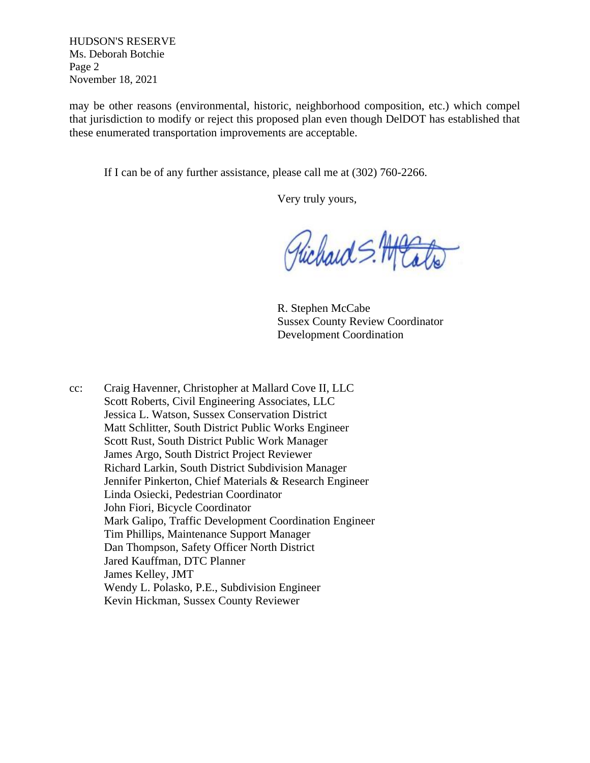may be other reasons (environmental, historic, neighborhood composition, etc.) which compel that jurisdiction to modify or reject this proposed plan even though DelDOT has established that these enumerated transportation improvements are acceptable.

If I can be of any further assistance, please call me at (302) 760-2266.

Very truly yours,

R. Stephen McCabe
Sussex County Review Coordinator
Development Coordination

cc: Craig Havenner, Christopher at Mallard Cove II, LLC
Scott Roberts, Civil Engineering Associates, LLC
Jessica L. Watson, Sussex Conservation District
Matt Schlitter, South District Public Works Engineer
Scott Rust, South District Public Work Manager
James Argo, South District Project Reviewer
Richard Larkin, South District Subdivision Manager
Jennifer Pinkerton, Chief Materials & Research Engineer
Linda Osiecki, Pedestrian Coordinator
John Fiori, Bicycle Coordinator
Mark Galipo, Traffic Development Coordination Engineer
Tim Phillips, Maintenance Support Manager
Dan Thompson, Safety Officer North District
Jared Kauffman, DTC Planner
James Kelley, JMT
Wendy L. Polasko, P.E., Subdivision Engineer
Kevin Hickman, Sussex County Reviewer